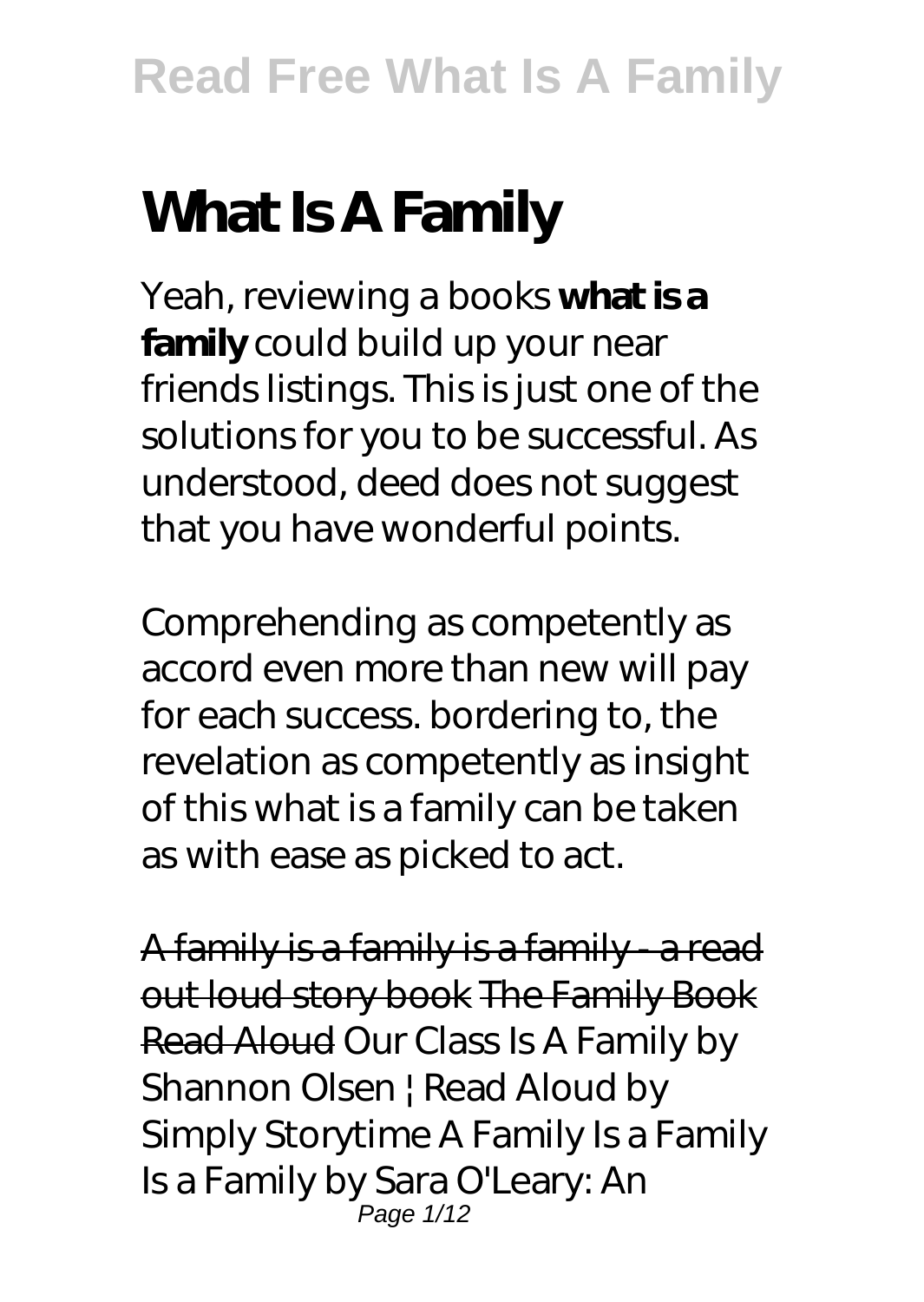# What Is A Family

Yeah, reviewing a books **what is a family** could build up your near friends listings. This is just one of the solutions for you to be successful. As understood, deed does not suggest that you have wonderful points.

Comprehending as competently as accord even more than new will pay for each success. bordering to, the revelation as competently as insight of this what is a family can be taken as with ease as picked to act.

A family is a family is a family - a read out loud story book The Family Book Read Aloud *Our Class Is A Family by Shannon Olsen | Read Aloud by Simply Storytime A Family Is a Family Is a Family by Sara O'Leary: An*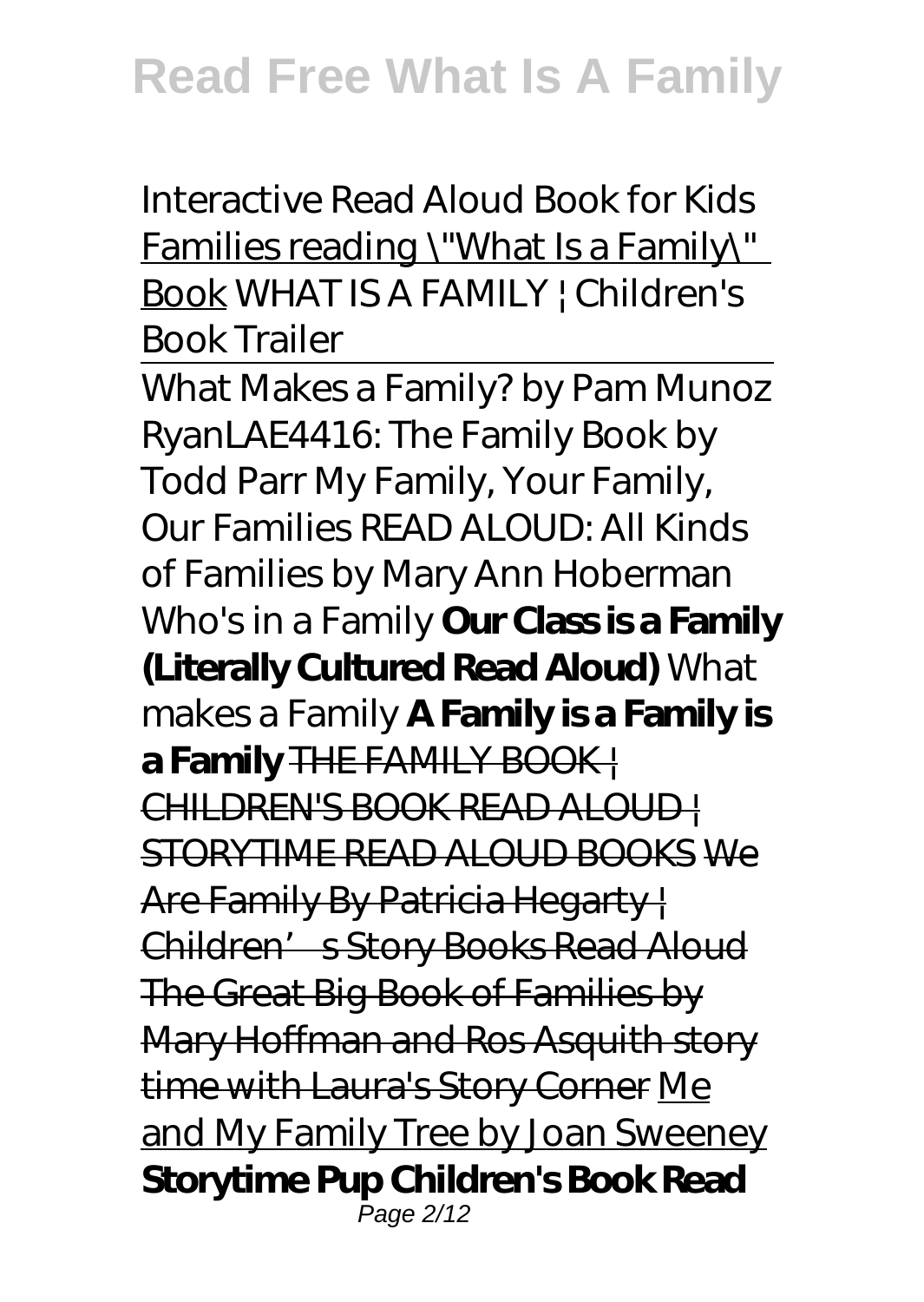Interactive Read Aloud Book for Kids Families reading \"What Is a Family\" Book WHAT IS A FAMILY | Children's Book Trailer

What Makes a Family? by Pam Munoz RyanLAE4416: The Family Book by Todd Parr My Family, Your Family, Our Families READ ALOUD: All Kinds of Families by Mary Ann Hoberman Who's in a Family **Our Class is a Family (Literally Cultured Read Aloud)** What makes a Family **A Family is a Family is a Family** ~~THE FAMILY BOOK | CHILDREN'S BOOK READ ALOUD | STORYTIME READ ALOUD BOOKS~~ ~~We Are Family By Patricia Hegarty | Children's Story Books Read Aloud~~ ~~The Great Big Book of Families by Mary Hoffman and Ros Asquith story time with Laura's Story Corner~~ Me and My Family Tree by Joan Sweeney **Storytime Pup Children's Book Read**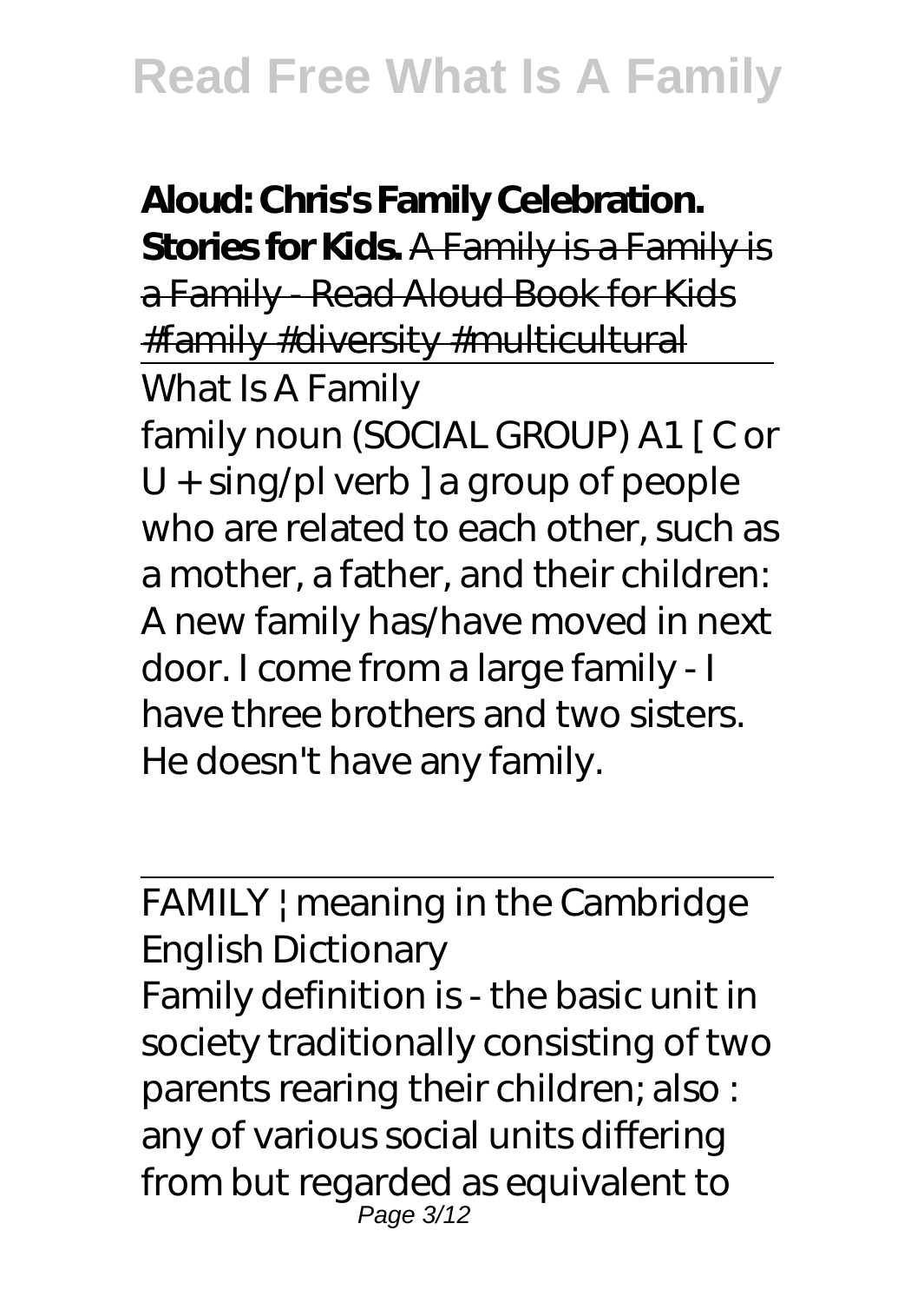**Aloud: Chris's Family Celebration. Stories for Kids.** ~~A Family is a Family is a Family - Read Aloud Book for Kids #family #diversity #multicultural~~

What Is A Family

family noun (SOCIAL GROUP) A1 [ C or U + sing/pl verb ] a group of people who are related to each other, such as a mother, a father, and their children: A new family has/have moved in next door. I come from a large family - I have three brothers and two sisters. He doesn't have any family.

FAMILY | meaning in the Cambridge English Dictionary

Family definition is - the basic unit in society traditionally consisting of two parents rearing their children; also : any of various social units differing from but regarded as equivalent to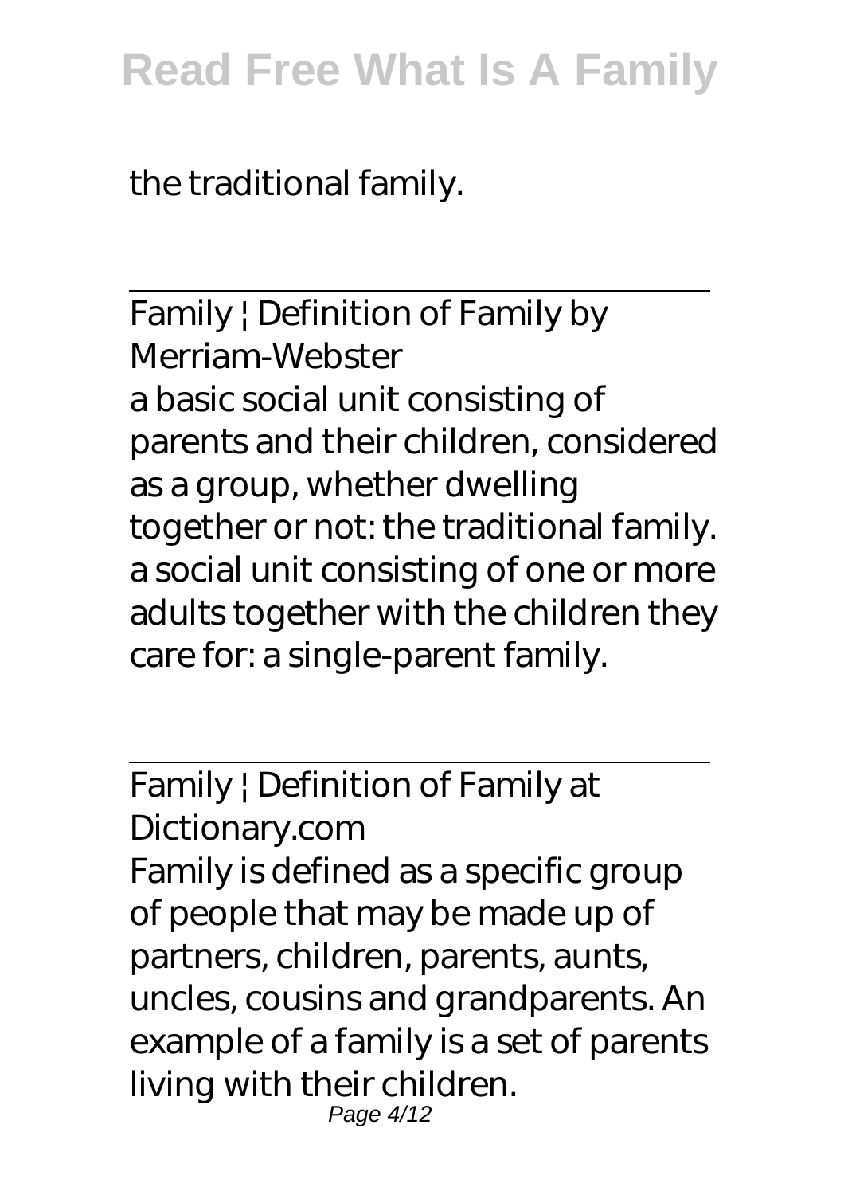the traditional family.

Family | Definition of Family by Merriam-Webster

a basic social unit consisting of parents and their children, considered as a group, whether dwelling together or not: the traditional family. a social unit consisting of one or more adults together with the children they care for: a single-parent family.

Family | Definition of Family at Dictionary.com

Family is defined as a specific group of people that may be made up of partners, children, parents, aunts, uncles, cousins and grandparents. An example of a family is a set of parents living with their children.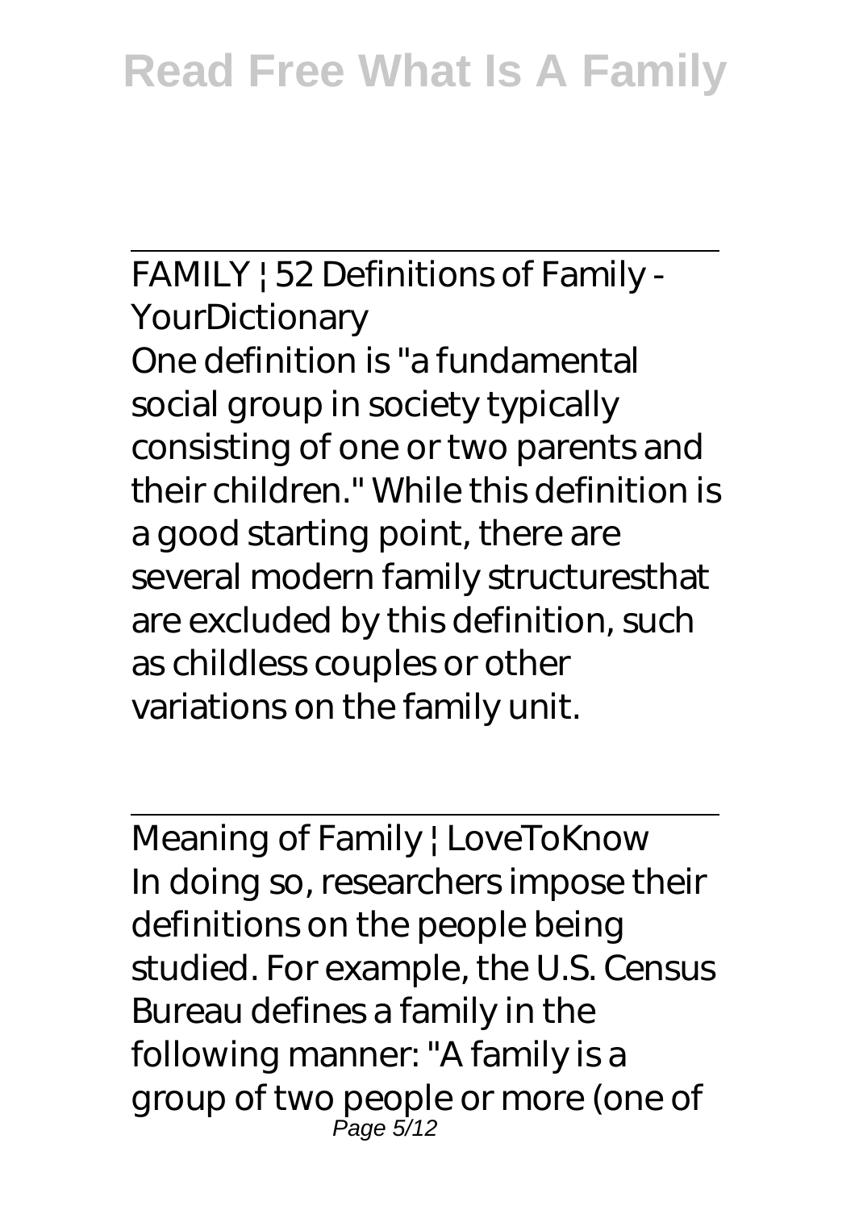FAMILY | 52 Definitions of Family - YourDictionary

One definition is "a fundamental social group in society typically consisting of one or two parents and their children." While this definition is a good starting point, there are several modern family structuresthat are excluded by this definition, such as childless couples or other variations on the family unit.

Meaning of Family | LoveToKnow

In doing so, researchers impose their definitions on the people being studied. For example, the U.S. Census Bureau defines a family in the following manner: "A family is a group of two people or more (one of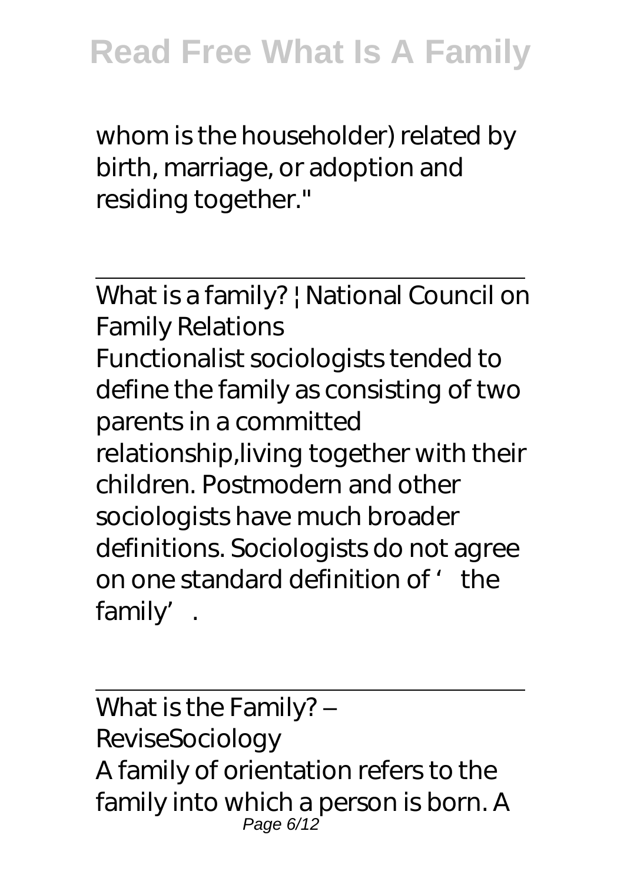whom is the householder) related by birth, marriage, or adoption and residing together."

---

What is a family? | National Council on Family Relations

Functionalist sociologists tended to define the family as consisting of two parents in a committed relationship,living together with their children. Postmodern and other sociologists have much broader definitions. Sociologists do not agree on one standard definition of 'the family'.

---

What is the Family? – ReviseSociology

A family of orientation refers to the family into which a person is born. A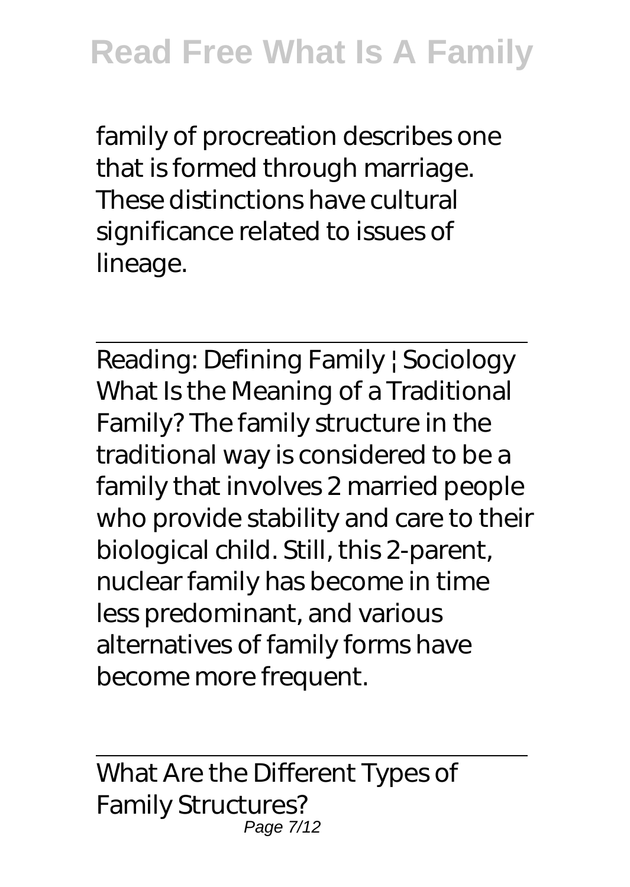family of procreation describes one that is formed through marriage. These distinctions have cultural significance related to issues of lineage.

---

Reading: Defining Family | Sociology
What Is the Meaning of a Traditional Family? The family structure in the traditional way is considered to be a family that involves 2 married people who provide stability and care to their biological child. Still, this 2-parent, nuclear family has become in time less predominant, and various alternatives of family forms have become more frequent.

---

What Are the Different Types of Family Structures?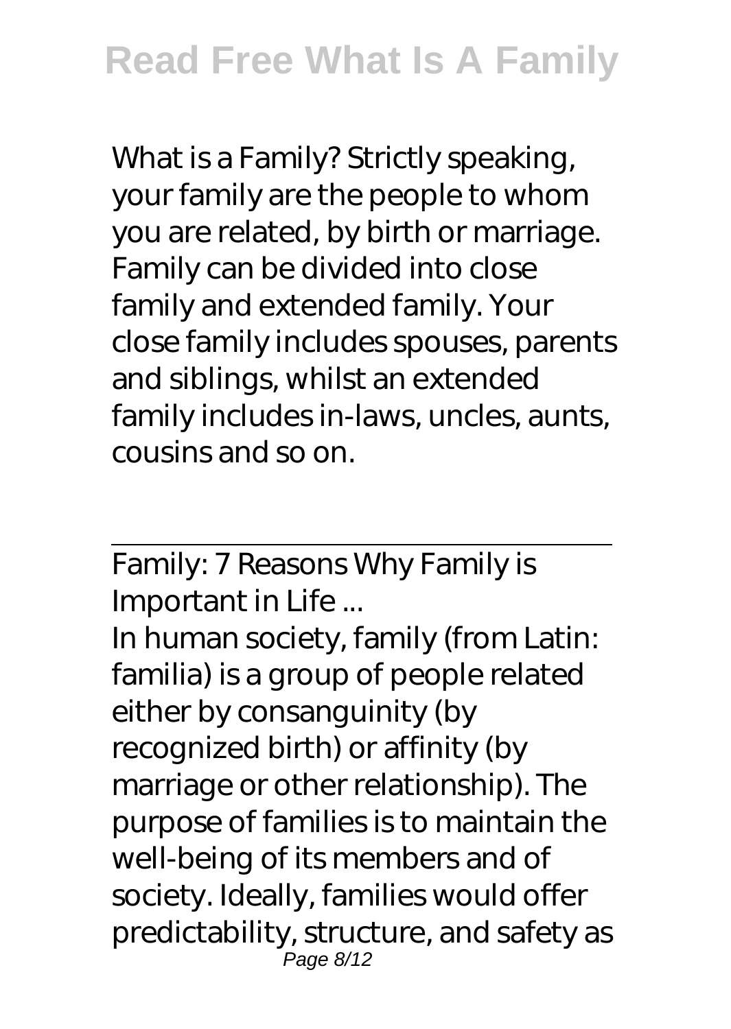What is a Family? Strictly speaking, your family are the people to whom you are related, by birth or marriage. Family can be divided into close family and extended family. Your close family includes spouses, parents and siblings, whilst an extended family includes in-laws, uncles, aunts, cousins and so on.

---

Family: 7 Reasons Why Family is Important in Life ...

In human society, family (from Latin: familia) is a group of people related either by consanguinity (by recognized birth) or affinity (by marriage or other relationship). The purpose of families is to maintain the well-being of its members and of society. Ideally, families would offer predictability, structure, and safety as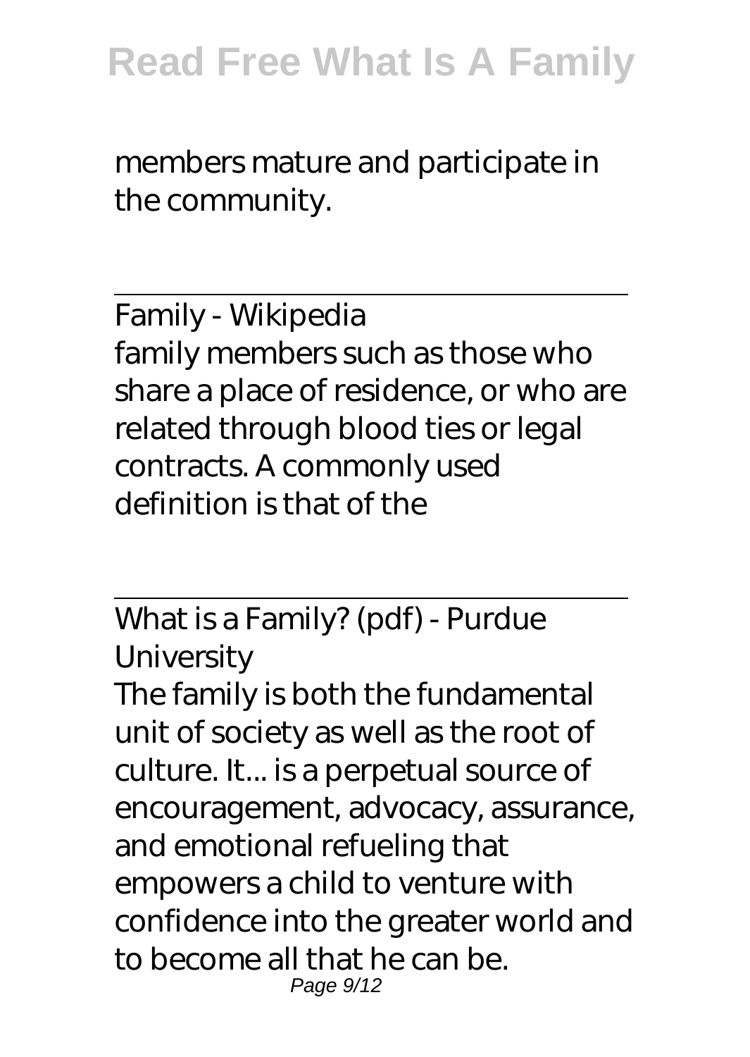members mature and participate in the community.

---

Family - Wikipedia
family members such as those who share a place of residence, or who are related through blood ties or legal contracts. A commonly used definition is that of the

---

What is a Family? (pdf) - Purdue University
The family is both the fundamental unit of society as well as the root of culture. It... is a perpetual source of encouragement, advocacy, assurance, and emotional refueling that empowers a child to venture with confidence into the greater world and to become all that he can be.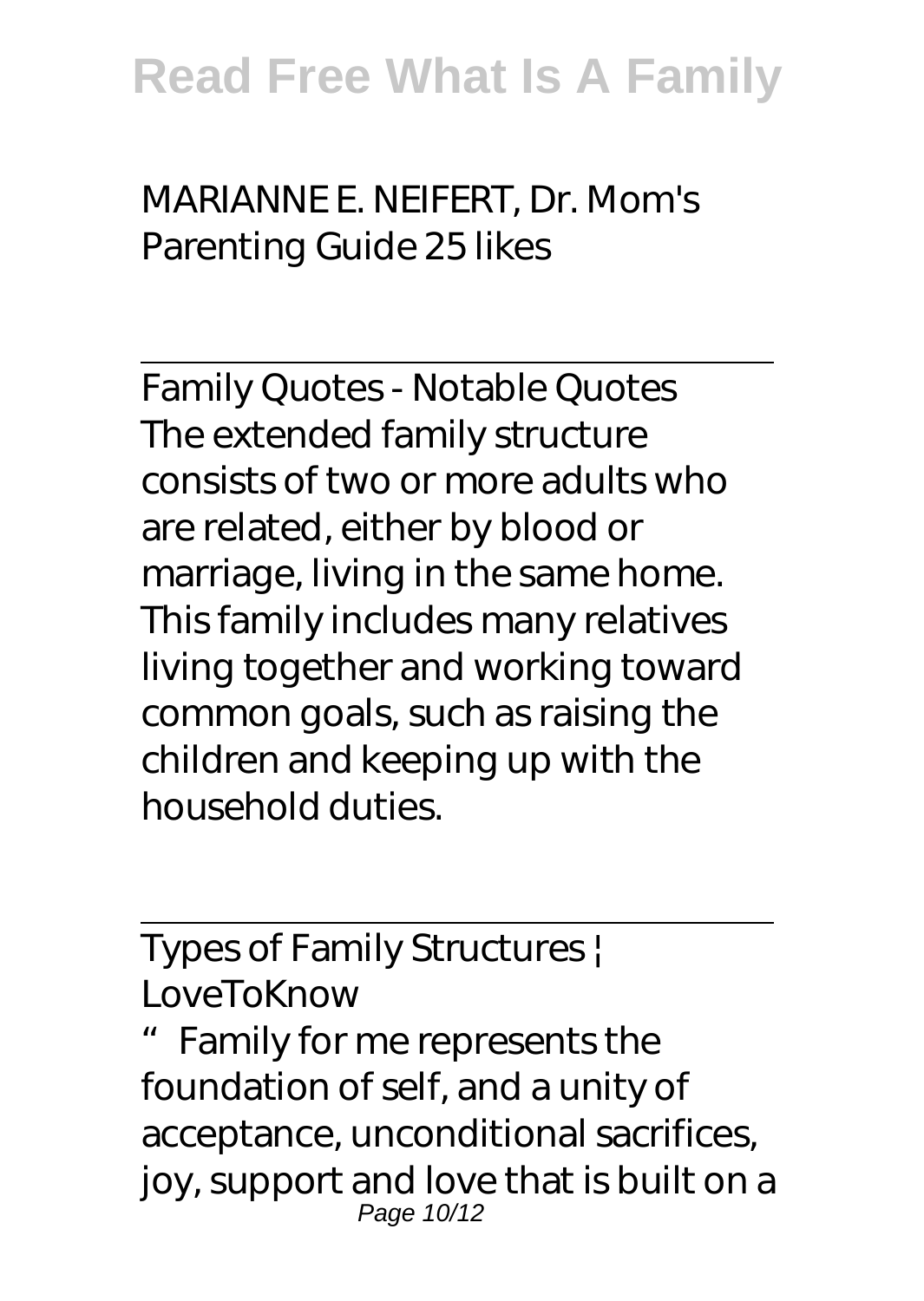MARIANNE E. NEIFERT, Dr. Mom's Parenting Guide 25 likes

---

Family Quotes - Notable Quotes

The extended family structure consists of two or more adults who are related, either by blood or marriage, living in the same home. This family includes many relatives living together and working toward common goals, such as raising the children and keeping up with the household duties.

---

Types of Family Structures | LoveToKnow

"Family for me represents the foundation of self, and a unity of acceptance, unconditional sacrifices, joy, support and love that is built on a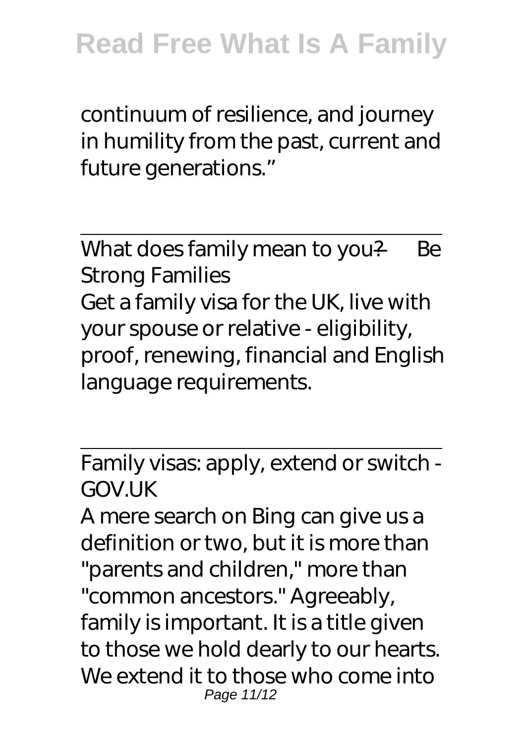continuum of resilience, and journey in humility from the past, current and future generations."

What does family mean to you? — Be Strong Families

Get a family visa for the UK, live with your spouse or relative - eligibility, proof, renewing, financial and English language requirements.

Family visas: apply, extend or switch - GOV.UK

A mere search on Bing can give us a definition or two, but it is more than "parents and children," more than "common ancestors." Agreeably, family is important. It is a title given to those we hold dearly to our hearts. We extend it to those who come into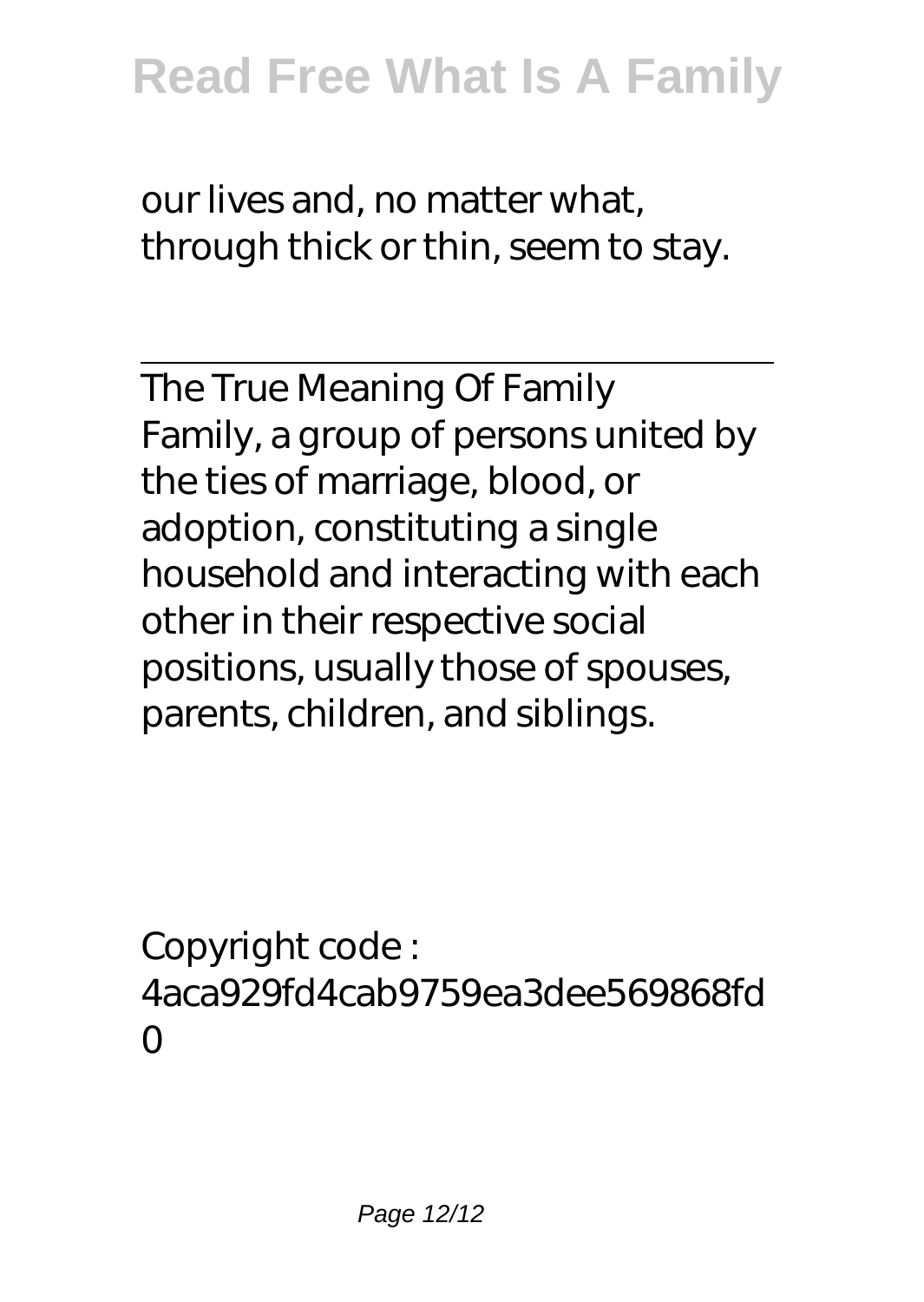our lives and, no matter what, through thick or thin, seem to stay.

---

The True Meaning Of Family
Family, a group of persons united by the ties of marriage, blood, or adoption, constituting a single household and interacting with each other in their respective social positions, usually those of spouses, parents, children, and siblings.

Copyright code : 4aca929fd4cab9759ea3dee569868fd0